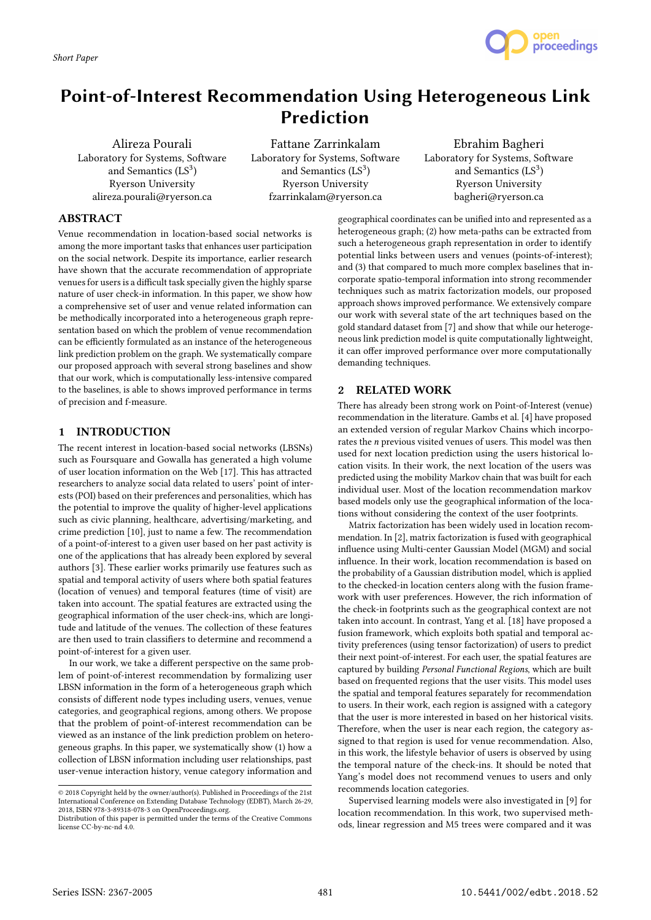Short Paper

# Point-of-Interest Recommendation Using Heterogeneous Link Prediction

Alireza Pourali
Laboratory for Systems, Software and Semantics (LS[3])
Ryerson University
alireza.pourali@ryerson.ca

Fattane Zarrinkalam
Laboratory for Systems, Software and Semantics (LS[3])
Ryerson University
fzarrinkalam@ryerson.ca

Ebrahim Bagheri
Laboratory for Systems, Software and Semantics (LS[3])
Ryerson University
bagheri@ryerson.ca

## ABSTRACT

Venue recommendation in location-based social networks is among the more important tasks that enhances user participation on the social network. Despite its importance, earlier research have shown that the accurate recommendation of appropriate venues for users is a difficult task specially given the highly sparse nature of user check-in information. In this paper, we show how a comprehensive set of user and venue related information can be methodically incorporated into a heterogeneous graph representation based on which the problem of venue recommendation can be efficiently formulated as an instance of the heterogeneous link prediction problem on the graph. We systematically compare our proposed approach with several strong baselines and show that our work, which is computationally less-intensive compared to the baselines, is able to shows improved performance in terms of precision and f-measure.

## 1 INTRODUCTION

The recent interest in location-based social networks (LBSNs) such as Foursquare and Gowalla has generated a high volume of user location information on the Web [17]. This has attracted researchers to analyze social data related to users' point of interests (POI) based on their preferences and personalities, which has the potential to improve the quality of higher-level applications such as civic planning, healthcare, advertising/marketing, and crime prediction [10], just to name a few. The recommendation of a point-of-interest to a given user based on her past activity is one of the applications that has already been explored by several authors [3]. These earlier works primarily use features such as spatial and temporal activity of users where both spatial features (location of venues) and temporal features (time of visit) are taken into account. The spatial features are extracted using the geographical information of the user check-ins, which are longitude and latitude of the venues. The collection of these features are then used to train classifiers to determine and recommend a point-of-interest for a given user.

In our work, we take a different perspective on the same problem of point-of-interest recommendation by formalizing user LBSN information in the form of a heterogeneous graph which consists of different node types including users, venues, venue categories, and geographical regions, among others. We propose that the problem of point-of-interest recommendation can be viewed as an instance of the link prediction problem on heterogeneous graphs. In this paper, we systematically show (1) how a collection of LBSN information including user relationships, past user-venue interaction history, venue category information and geographical coordinates can be unified into and represented as a heterogeneous graph; (2) how meta-paths can be extracted from such a heterogeneous graph representation in order to identify potential links between users and venues (points-of-interest); and (3) that compared to much more complex baselines that incorporate spatio-temporal information into strong recommender techniques such as matrix factorization models, our proposed approach shows improved performance. We extensively compare our work with several state of the art techniques based on the gold standard dataset from [7] and show that while our heterogeneous link prediction model is quite computationally lightweight, it can offer improved performance over more computationally demanding techniques.

## 2 RELATED WORK

There has already been strong work on Point-of-Interest (venue) recommendation in the literature. Gambs et al. [4] have proposed an extended version of regular Markov Chains which incorporates the $n$ previous visited venues of users. This model was then used for next location prediction using the users historical location visits. In their work, the next location of the users was predicted using the mobility Markov chain that was built for each individual user. Most of the location recommendation markov based models only use the geographical information of the locations without considering the context of the user footprints.

Matrix factorization has been widely used in location recommendation. In [2], matrix factorization is fused with geographical influence using Multi-center Gaussian Model (MGM) and social influence. In their work, location recommendation is based on the probability of a Gaussian distribution model, which is applied to the checked-in location centers along with the fusion framework with user preferences. However, the rich information of the check-in footprints such as the geographical context are not taken into account. In contrast, Yang et al. [18] have proposed a fusion framework, which exploits both spatial and temporal activity preferences (using tensor factorization) of users to predict their next point-of-interest. For each user, the spatial features are captured by building *Personal Functional Regions*, which are built based on frequented regions that the user visits. This model uses the spatial and temporal features separately for recommendation to users. In their work, each region is assigned with a category that the user is more interested in based on her historical visits. Therefore, when the user is near each region, the category assigned to that region is used for venue recommendation. Also, in this work, the lifestyle behavior of users is observed by using the temporal nature of the check-ins. It should be noted that Yang's model does not recommend venues to users and only recommends location categories.

Supervised learning models were also investigated in [9] for location recommendation. In this work, two supervised methods, linear regression and M5 trees were compared and it was

© 2018 Copyright held by the owner/author(s). Published in Proceedings of the 21st International Conference on Extending Database Technology (EDBT), March 26-29, 2018, ISBN 978-3-89318-078-3 on OpenProceedings.org.
Distribution of this paper is permitted under the terms of the Creative Commons license CC-by-nc-nd 4.0.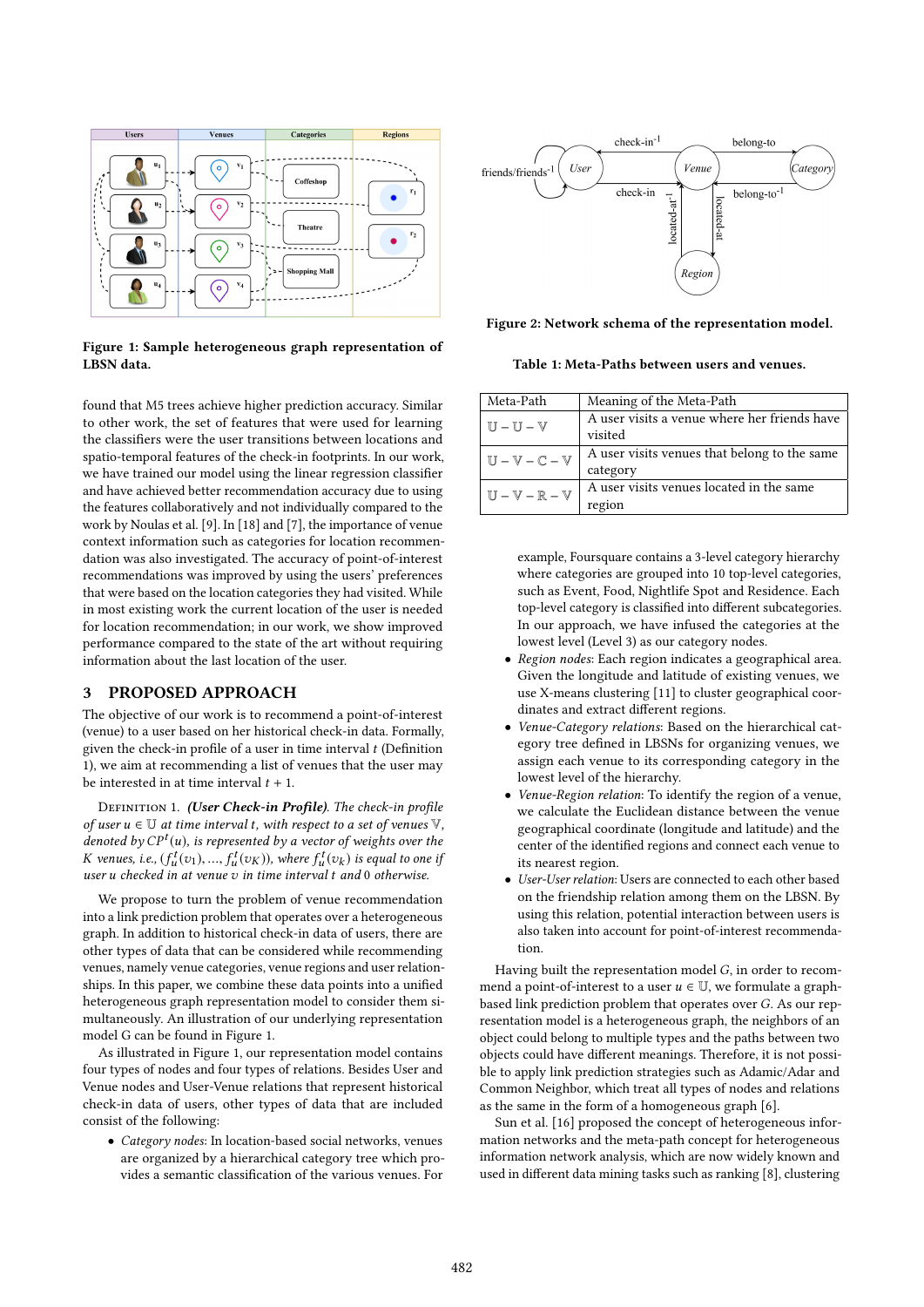Figure 1: Sample heterogeneous graph representation of LBSN data.

found that M5 trees achieve higher prediction accuracy. Similar to other work, the set of features that were used for learning the classifiers were the user transitions between locations and spatio-temporal features of the check-in footprints. In our work, we have trained our model using the linear regression classifier and have achieved better recommendation accuracy due to using the features collaboratively and not individually compared to the work by Noulas et al. [9]. In [18] and [7], the importance of venue context information such as categories for location recommendation was also investigated. The accuracy of point-of-interest recommendations was improved by using the users' preferences that were based on the location categories they had visited. While in most existing work the current location of the user is needed for location recommendation; in our work, we show improved performance compared to the state of the art without requiring information about the last location of the user.

## 3 PROPOSED APPROACH

The objective of our work is to recommend a point-of-interest (venue) to a user based on her historical check-in data. Formally, given the check-in profile of a user in time interval $t$ (Definition 1), we aim at recommending a list of venues that the user may be interested in at time interval $t + 1$.

Definition 1. ***(User Check-in Profile)**. The check-in profile of user $u \in \mathbb{U}$ at time interval $t$, with respect to a set of venues $\mathbb{V}$, denoted by $CP^t(u)$, is represented by a vector of weights over the $K$ venues, i.e., $(f_u^t(v_1), \ldots, f_u^t(v_K))$, where $f_u^t(v_k)$ is equal to one if user $u$ checked in at venue $v$ in time interval $t$ and $0$ otherwise.*

We propose to turn the problem of venue recommendation into a link prediction problem that operates over a heterogeneous graph. In addition to historical check-in data of users, there are other types of data that can be considered while recommending venues, namely venue categories, venue regions and user relationships. In this paper, we combine these data points into a unified heterogeneous graph representation model to consider them simultaneously. An illustration of our underlying representation model G can be found in Figure 1.

As illustrated in Figure 1, our representation model contains four types of nodes and four types of relations. Besides User and Venue nodes and User-Venue relations that represent historical check-in data of users, other types of data that are included consist of the following:

- *Category nodes*: In location-based social networks, venues are organized by a hierarchical category tree which provides a semantic classification of the various venues. For example, Foursquare contains a 3-level category hierarchy where categories are grouped into 10 top-level categories, such as Event, Food, Nightlife Spot and Residence. Each top-level category is classified into different subcategories. In our approach, we have infused the categories at the lowest level (Level 3) as our category nodes.
- *Region nodes*: Each region indicates a geographical area. Given the longitude and latitude of existing venues, we use X-means clustering [11] to cluster geographical coordinates and extract different regions.
- *Venue-Category relations*: Based on the hierarchical category tree defined in LBSNs for organizing venues, we assign each venue to its corresponding category in the lowest level of the hierarchy.
- *Venue-Region relation*: To identify the region of a venue, we calculate the Euclidean distance between the venue geographical coordinate (longitude and latitude) and the center of the identified regions and connect each venue to its nearest region.
- *User-User relation*: Users are connected to each other based on the friendship relation among them on the LBSN. By using this relation, potential interaction between users is also taken into account for point-of-interest recommendation.

Figure 2: Network schema of the representation model.

Table 1: Meta-Paths between users and venues.

| Meta-Path | Meaning of the Meta-Path |
|---|---|
| $\mathbb{U} - \mathbb{U} - \mathbb{V}$ | A user visits a venue where her friends have visited |
| $\mathbb{U} - \mathbb{V} - \mathbb{C} - \mathbb{V}$ | A user visits venues that belong to the same category |
| $\mathbb{U} - \mathbb{V} - \mathbb{R} - \mathbb{V}$ | A user visits venues located in the same region |

Having built the representation model $G$, in order to recommend a point-of-interest to a user $u \in \mathbb{U}$, we formulate a graph-based link prediction problem that operates over $G$. As our representation model is a heterogeneous graph, the neighbors of an object could belong to multiple types and the paths between two objects could have different meanings. Therefore, it is not possible to apply link prediction strategies such as Adamic/Adar and Common Neighbor, which treat all types of nodes and relations as the same in the form of a homogeneous graph [6].

Sun et al. [16] proposed the concept of heterogeneous information networks and the meta-path concept for heterogeneous information network analysis, which are now widely known and used in different data mining tasks such as ranking [8], clustering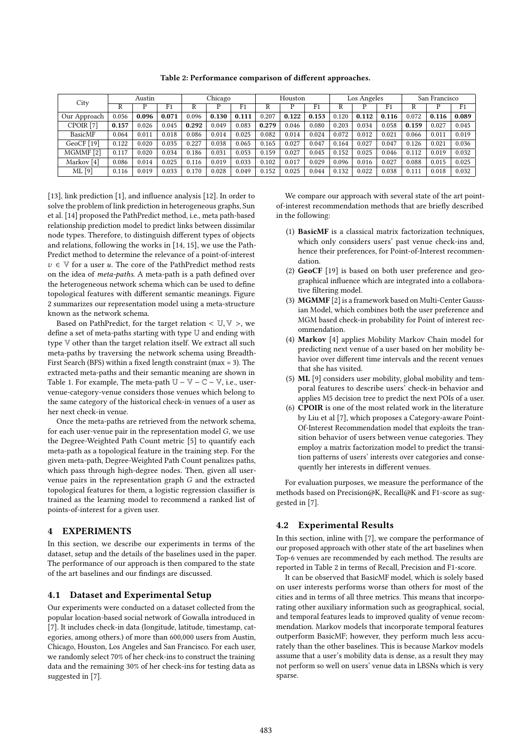**Table 2: Performance comparison of different approaches.**

| City | Austin | | | Chicago | | | Houston | | | Los Angeles | | | San Francisco | | |
|---|---|---|---|---|---|---|---|---|---|---|---|---|---|---|---|
| | R | P | F1 | R | P | F1 | R | P | F1 | R | P | F1 | R | P | F1 |
| Our Approach | 0.056 | **0.096** | **0.071** | 0.096 | **0.130** | **0.111** | 0.207 | **0.122** | **0.153** | 0.120 | **0.112** | **0.116** | 0.072 | **0.116** | **0.089** |
| CPOIR [7] | **0.157** | 0.026 | 0.045 | **0.292** | 0.049 | 0.083 | **0.279** | 0.046 | 0.080 | 0.203 | 0.034 | 0.058 | **0.159** | 0.027 | 0.045 |
| BasicMF | 0.064 | 0.011 | 0.018 | 0.086 | 0.014 | 0.025 | 0.082 | 0.014 | 0.024 | 0.072 | 0.012 | 0.021 | 0.066 | 0.011 | 0.019 |
| GeoCF [19] | 0.122 | 0.020 | 0.035 | 0.227 | 0.038 | 0.065 | 0.165 | 0.027 | 0.047 | 0.164 | 0.027 | 0.047 | 0.126 | 0.021 | 0.036 |
| MGMMF [2] | 0.117 | 0.020 | 0.034 | 0.186 | 0.031 | 0.053 | 0.159 | 0.027 | 0.045 | 0.152 | 0.025 | 0.046 | 0.112 | 0.019 | 0.032 |
| Markov [4] | 0.086 | 0.014 | 0.025 | 0.116 | 0.019 | 0.033 | 0.102 | 0.017 | 0.029 | 0.096 | 0.016 | 0.027 | 0.088 | 0.015 | 0.025 |
| ML [9] | 0.116 | 0.019 | 0.033 | 0.170 | 0.028 | 0.049 | 0.152 | 0.025 | 0.044 | 0.132 | 0.022 | 0.038 | 0.111 | 0.018 | 0.032 |

[13], link prediction [1], and influence analysis [12]. In order to solve the problem of link prediction in heterogeneous graphs, Sun et al. [14] proposed the PathPredict method, i.e., meta path-based relationship prediction model to predict links between dissimilar node types. Therefore, to distinguish different types of objects and relations, following the works in [14, 15], we use the PathPredict method to determine the relevance of a point-of-interest $v \in \mathbb{V}$ for a user $u$. The core of the PathPredict method rests on the idea of *meta-paths*. A meta-path is a path defined over the heterogeneous network schema which can be used to define topological features with different semantic meanings. Figure 2 summarizes our representation model using a meta-structure known as the network schema.

Based on PathPredict, for the target relation $< \mathbb{U}, \mathbb{V} >$, we define a set of meta-paths starting with type $\mathbb{U}$ and ending with type $\mathbb{V}$ other than the target relation itself. We extract all such meta-paths by traversing the network schema using Breadth-First Search (BFS) within a fixed length constraint (max = 3). The extracted meta-paths and their semantic meaning are shown in Table 1. For example, The meta-path $\mathbb{U} - \mathbb{V} - \mathbb{C} - \mathbb{V}$, i.e., user-venue-category-venue considers those venues which belong to the same category of the historical check-in venues of a user as her next check-in venue.

Once the meta-paths are retrieved from the network schema, for each user-venue pair in the representation model $G$, we use the Degree-Weighted Path Count metric [5] to quantify each meta-path as a topological feature in the training step. For the given meta-path, Degree-Weighted Path Count penalizes paths, which pass through high-degree nodes. Then, given all user-venue pairs in the representation graph $G$ and the extracted topological features for them, a logistic regression classifier is trained as the learning model to recommend a ranked list of points-of-interest for a given user.

## 4 EXPERIMENTS

In this section, we describe our experiments in terms of the dataset, setup and the details of the baselines used in the paper. The performance of our approach is then compared to the state of the art baselines and our findings are discussed.

### 4.1 Dataset and Experimental Setup

Our experiments were conducted on a dataset collected from the popular location-based social network of Gowalla introduced in [7]. It includes check-in data (longitude, latitude, timestamp, categories, among others.) of more than 600,000 users from Austin, Chicago, Houston, Los Angeles and San Francisco. For each user, we randomly select 70% of her check-ins to construct the training data and the remaining 30% of her check-ins for testing data as suggested in [7].

We compare our approach with several state of the art point-of-interest recommendation methods that are briefly described in the following:

1. **BasicMF** is a classical matrix factorization techniques, which only considers users' past venue check-ins and, hence their preferences, for Point-of-Interest recommendation.
2. **GeoCF** [19] is based on both user preference and geographical influence which are integrated into a collaborative filtering model.
3. **MGMMF** [2] is a framework based on Multi-Center Gaussian Model, which combines both the user preference and MGM based check-in probability for Point of interest recommendation.
4. **Markov** [4] applies Mobility Markov Chain model for predicting next venue of a user based on her mobility behavior over different time intervals and the recent venues that she has visited.
5. **ML** [9] considers user mobility, global mobility and temporal features to describe users' check-in behavior and applies M5 decision tree to predict the next POIs of a user.
6. **CPOIR** is one of the most related work in the literature by Liu et al [7], which proposes a Category-aware Point-Of-Interest Recommendation model that exploits the transition behavior of users between venue categories. They employ a matrix factorization model to predict the transition patterns of users' interests over categories and consequently her interests in different venues.

For evaluation purposes, we measure the performance of the methods based on Precision@K, Recall@K and F1-score as suggested in [7].

### 4.2 Experimental Results

In this section, inline with [7], we compare the performance of our proposed approach with other state of the art baselines when Top-6 venues are recommended by each method. The results are reported in Table 2 in terms of Recall, Precision and F1-score.

It can be observed that BasicMF model, which is solely based on user interests performs worse than others for most of the cities and in terms of all three metrics. This means that incorporating other auxiliary information such as geographical, social, and temporal features leads to improved quality of venue recommendation. Markov models that incorporate temporal features outperform BasicMF; however, they perform much less accurately than the other baselines. This is because Markov models assume that a user's mobility data is dense, as a result they may not perform so well on users' venue data in LBSNs which is very sparse.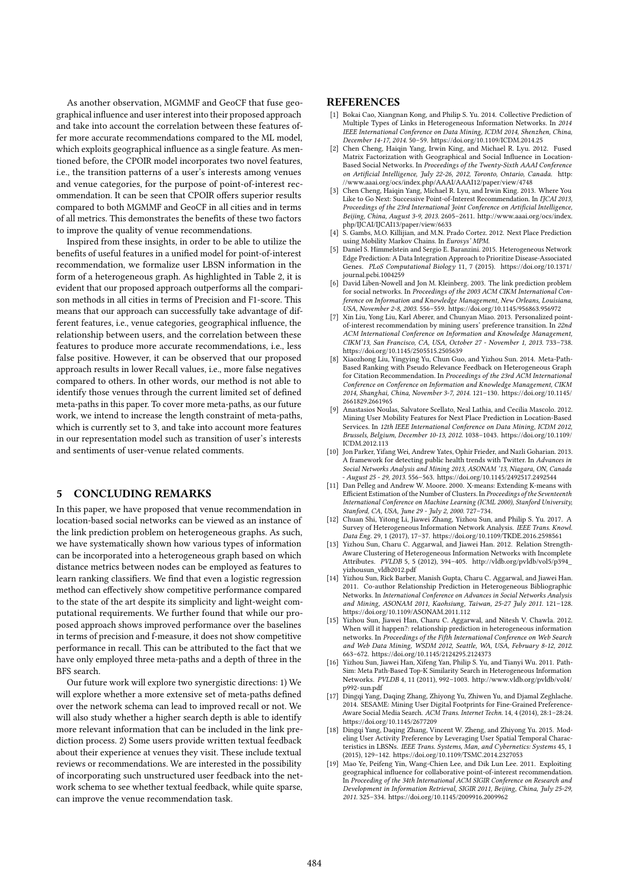As another observation, MGMMF and GeoCF that fuse geographical influence and user interest into their proposed approach and take into account the correlation between these features offer more accurate recommendations compared to the ML model, which exploits geographical influence as a single feature. As mentioned before, the CPOIR model incorporates two novel features, i.e., the transition patterns of a user's interests among venues and venue categories, for the purpose of point-of-interest recommendation. It can be seen that CPOIR offers superior results compared to both MGMMF and GeoCF in all cities and in terms of all metrics. This demonstrates the benefits of these two factors to improve the quality of venue recommendations.

Inspired from these insights, in order to be able to utilize the benefits of useful features in a unified model for point-of-interest recommendation, we formalize user LBSN information in the form of a heterogeneous graph. As highlighted in Table 2, it is evident that our proposed approach outperforms all the comparison methods in all cities in terms of Precision and F1-score. This means that our approach can successfully take advantage of different features, i.e., venue categories, geographical influence, the relationship between users, and the correlation between these features to produce more accurate recommendations, i.e., less false positive. However, it can be observed that our proposed approach results in lower Recall values, i.e., more false negatives compared to others. In other words, our method is not able to identify those venues through the current limited set of defined meta-paths in this paper. To cover more meta-paths, as our future work, we intend to increase the length constraint of meta-paths, which is currently set to 3, and take into account more features in our representation model such as transition of user's interests and sentiments of user-venue related comments.

## 5 CONCLUDING REMARKS

In this paper, we have proposed that venue recommendation in location-based social networks can be viewed as an instance of the link prediction problem on heterogeneous graphs. As such, we have systematically shown how various types of information can be incorporated into a heterogeneous graph based on which distance metrics between nodes can be employed as features to learn ranking classifiers. We find that even a logistic regression method can effectively show competitive performance compared to the state of the art despite its simplicity and light-weight computational requirements. We further found that while our proposed approach shows improved performance over the baselines in terms of precision and f-measure, it does not show competitive performance in recall. This can be attributed to the fact that we have only employed three meta-paths and a depth of three in the BFS search.

Our future work will explore two synergistic directions: 1) We will explore whether a more extensive set of meta-paths defined over the network schema can lead to improved recall or not. We will also study whether a higher search depth is able to identify more relevant information that can be included in the link prediction process. 2) Some users provide written textual feedback about their experience at venues they visit. These include textual reviews or recommendations. We are interested in the possibility of incorporating such unstructured user feedback into the network schema to see whether textual feedback, while quite sparse, can improve the venue recommendation task.

## REFERENCES

[1] Bokai Cao, Xiangnan Kong, and Philip S. Yu. 2014. Collective Prediction of Multiple Types of Links in Heterogeneous Information Networks. In *2014 IEEE International Conference on Data Mining, ICDM 2014, Shenzhen, China, December 14-17, 2014*. 50–59. https://doi.org/10.1109/ICDM.2014.25

[2] Chen Cheng, Haiqin Yang, Irwin King, and Michael R. Lyu. 2012. Fused Matrix Factorization with Geographical and Social Influence in Location-Based Social Networks. In *Proceedings of the Twenty-Sixth AAAI Conference on Artificial Intelligence, July 22-26, 2012, Toronto, Ontario, Canada*. http://www.aaai.org/ocs/index.php/AAAI/AAAI12/paper/view/4748

[3] Chen Cheng, Haiqin Yang, Michael R. Lyu, and Irwin King. 2013. Where You Like to Go Next: Successive Point-of-Interest Recommendation. In *IJCAI 2013, Proceedings of the 23rd International Joint Conference on Artificial Intelligence, Beijing, China, August 3-9, 2013*. 2605–2611. http://www.aaai.org/ocs/index.php/IJCAI/IJCAI13/paper/view/6633

[4] S. Gambs, M.O. Killijian, and M.N. Prado Cortez. 2012. Next Place Prediction using Mobility Markov Chains. In *Eurosys' MPM*.

[5] Daniel S. Himmelstein and Sergio E. Baranzini. 2015. Heterogeneous Network Edge Prediction: A Data Integration Approach to Prioritize Disease-Associated Genes. *PLoS Computational Biology* 11, 7 (2015). https://doi.org/10.1371/journal.pcbi.1004259

[6] David Liben-Nowell and Jon M. Kleinberg. 2003. The link prediction problem for social networks. In *Proceedings of the 2003 ACM CIKM International Conference on Information and Knowledge Management, New Orleans, Louisiana, USA, November 2-8, 2003*. 556–559. https://doi.org/10.1145/956863.956972

[7] Xin Liu, Yong Liu, Karl Aberer, and Chunyan Miao. 2013. Personalized point-of-interest recommendation by mining users' preference transition. In *22nd ACM International Conference on Information and Knowledge Management, CIKM'13, San Francisco, CA, USA, October 27 - November 1, 2013*. 733–738. https://doi.org/10.1145/2505515.2505639

[8] Xiaozhong Liu, Yingying Yu, Chun Guo, and Yizhou Sun. 2014. Meta-Path-Based Ranking with Pseudo Relevance Feedback on Heterogeneous Graph for Citation Recommendation. In *Proceedings of the 23rd ACM International Conference on Conference on Information and Knowledge Management, CIKM 2014, Shanghai, China, November 3-7, 2014*. 121–130. https://doi.org/10.1145/2661829.2661965

[9] Anastasios Noulas, Salvatore Scellato, Neal Lathia, and Cecilia Mascolo. 2012. Mining User Mobility Features for Next Place Prediction in Location-Based Services. In *12th IEEE International Conference on Data Mining, ICDM 2012, Brussels, Belgium, December 10-13, 2012*. 1038–1043. https://doi.org/10.1109/ICDM.2012.113

[10] Jon Parker, Yifang Wei, Andrew Yates, Ophir Frieder, and Nazli Goharian. 2013. A framework for detecting public health trends with Twitter. In *Advances in Social Networks Analysis and Mining 2013, ASONAM '13, Niagara, ON, Canada - August 25 - 29, 2013*. 556–563. https://doi.org/10.1145/2492517.2492544

[11] Dan Pelleg and Andrew W. Moore. 2000. X-means: Extending K-means with Efficient Estimation of the Number of Clusters. In *Proceedings of the Seventeenth International Conference on Machine Learning (ICML 2000), Stanford University, Stanford, CA, USA, June 29 - July 2, 2000*. 727–734.

[12] Chuan Shi, Yitong Li, Jiawei Zhang, Yizhou Sun, and Philip S. Yu. 2017. A Survey of Heterogeneous Information Network Analysis. *IEEE Trans. Knowl. Data Eng.* 29, 1 (2017), 17–37. https://doi.org/10.1109/TKDE.2016.2598561

[13] Yizhou Sun, Charu C. Aggarwal, and Jiawei Han. 2012. Relation Strength-Aware Clustering of Heterogeneous Information Networks with Incomplete Attributes. *PVLDB* 5, 5 (2012), 394–405. http://vldb.org/pvldb/vol5/p394_yizhousun_vldb2012.pdf

[14] Yizhou Sun, Rick Barber, Manish Gupta, Charu C. Aggarwal, and Jiawei Han. 2011. Co-author Relationship Prediction in Heterogeneous Bibliographic Networks. In *International Conference on Advances in Social Networks Analysis and Mining, ASONAM 2011, Kaohsiung, Taiwan, 25-27 July 2011*. 121–128. https://doi.org/10.1109/ASONAM.2011.112

[15] Yizhou Sun, Jiawei Han, Charu C. Aggarwal, and Nitesh V. Chawla. 2012. When will it happen?: relationship prediction in heterogeneous information networks. In *Proceedings of the Fifth International Conference on Web Search and Web Data Mining, WSDM 2012, Seattle, WA, USA, February 8-12, 2012*. 663–672. https://doi.org/10.1145/2124295.2124373

[16] Yizhou Sun, Jiawei Han, Xifeng Yan, Philip S. Yu, and Tianyi Wu. 2011. PathSim: Meta Path-Based Top-K Similarity Search in Heterogeneous Information Networks. *PVLDB* 4, 11 (2011), 992–1003. http://www.vldb.org/pvldb/vol4/p992-sun.pdf

[17] Dingqi Yang, Daqing Zhang, Zhiyong Yu, Zhiwen Yu, and Djamal Zeghlache. 2014. SESAME: Mining User Digital Footprints for Fine-Grained Preference-Aware Social Media Search. *ACM Trans. Internet Techn.* 14, 4 (2014), 28:1–28:24. https://doi.org/10.1145/2677209

[18] Dingqi Yang, Daqing Zhang, Vincent W. Zheng, and Zhiyong Yu. 2015. Modeling User Activity Preference by Leveraging User Spatial Temporal Characteristics in LBSNs. *IEEE Trans. Systems, Man, and Cybernetics: Systems* 45, 1 (2015), 129–142. https://doi.org/10.1109/TSMC.2014.2327053

[19] Mao Ye, Peifeng Yin, Wang-Chien Lee, and Dik Lun Lee. 2011. Exploiting geographical influence for collaborative point-of-interest recommendation. In *Proceeding of the 34th International ACM SIGIR Conference on Research and Development in Information Retrieval, SIGIR 2011, Beijing, China, July 25-29, 2011*. 325–334. https://doi.org/10.1145/2009916.2009962